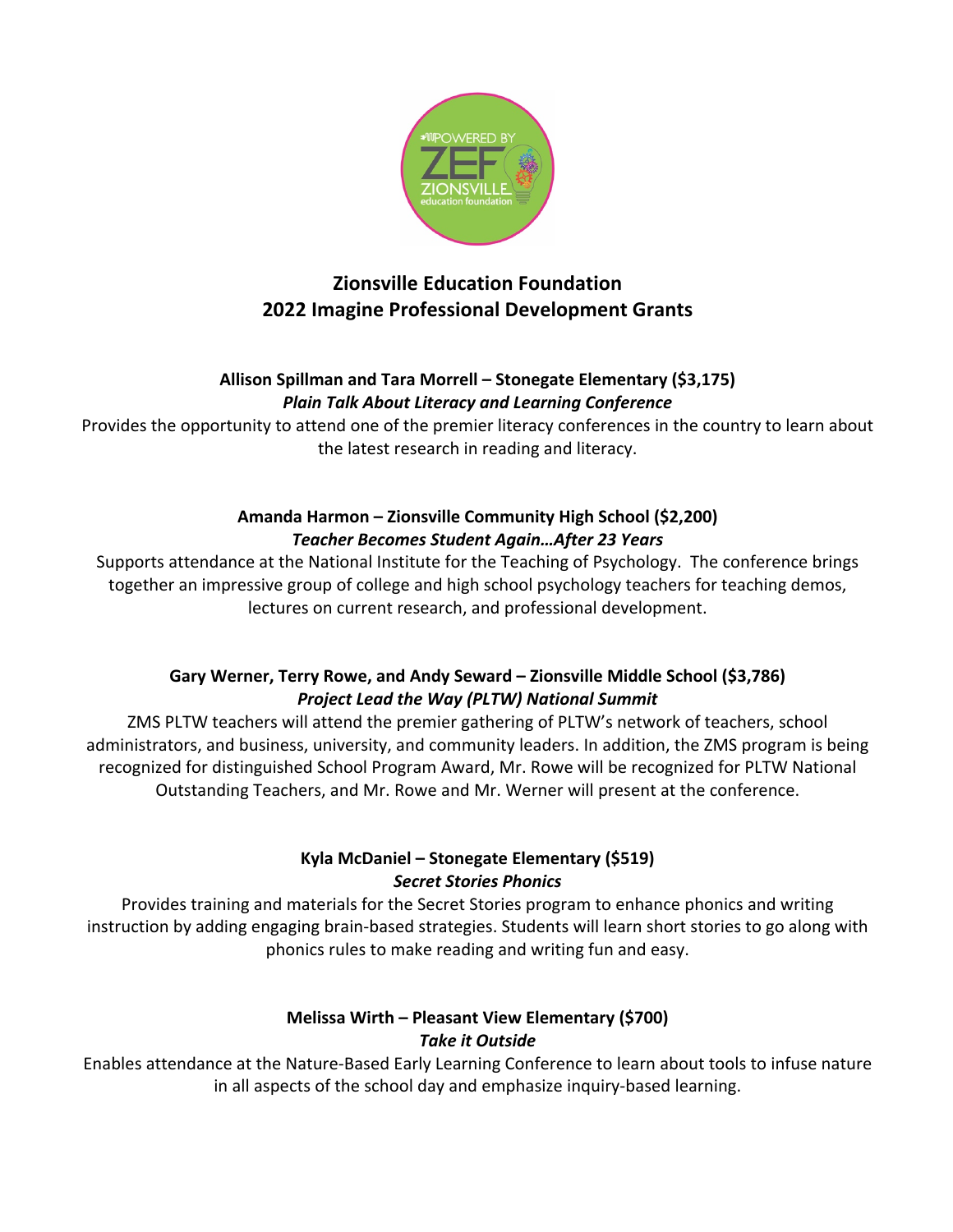# Zionsville Education Foundation
# 2022 Imagine Professional Development Grants

**Allison Spillman and Tara Morrell – Stonegate Elementary ($3,175)**
***Plain Talk About Literacy and Learning Conference***

Provides the opportunity to attend one of the premier literacy conferences in the country to learn about the latest research in reading and literacy.

**Amanda Harmon – Zionsville Community High School ($2,200)**
***Teacher Becomes Student Again…After 23 Years***

Supports attendance at the National Institute for the Teaching of Psychology. The conference brings together an impressive group of college and high school psychology teachers for teaching demos, lectures on current research, and professional development.

**Gary Werner, Terry Rowe, and Andy Seward – Zionsville Middle School ($3,786)**
***Project Lead the Way (PLTW) National Summit***

ZMS PLTW teachers will attend the premier gathering of PLTW's network of teachers, school administrators, and business, university, and community leaders. In addition, the ZMS program is being recognized for distinguished School Program Award, Mr. Rowe will be recognized for PLTW National Outstanding Teachers, and Mr. Rowe and Mr. Werner will present at the conference.

**Kyla McDaniel – Stonegate Elementary ($519)**
***Secret Stories Phonics***

Provides training and materials for the Secret Stories program to enhance phonics and writing instruction by adding engaging brain-based strategies. Students will learn short stories to go along with phonics rules to make reading and writing fun and easy.

**Melissa Wirth – Pleasant View Elementary ($700)**
***Take it Outside***

Enables attendance at the Nature-Based Early Learning Conference to learn about tools to infuse nature in all aspects of the school day and emphasize inquiry-based learning.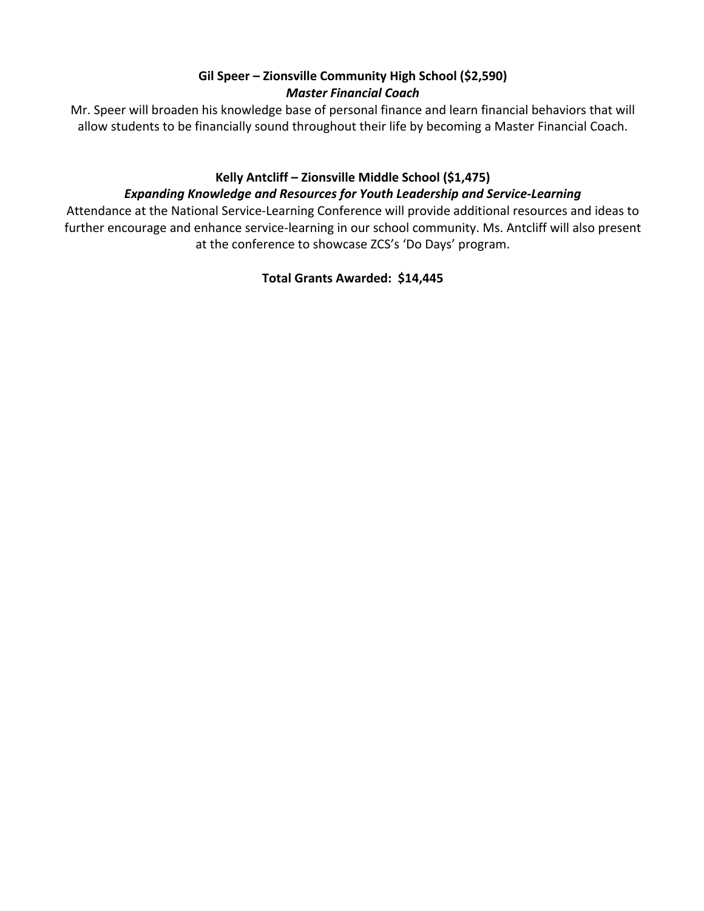**Gil Speer – Zionsville Community High School ($2,590)**
***Master Financial Coach***

Mr. Speer will broaden his knowledge base of personal finance and learn financial behaviors that will allow students to be financially sound throughout their life by becoming a Master Financial Coach.

**Kelly Antcliff – Zionsville Middle School ($1,475)**
***Expanding Knowledge and Resources for Youth Leadership and Service-Learning***

Attendance at the National Service-Learning Conference will provide additional resources and ideas to further encourage and enhance service-learning in our school community. Ms. Antcliff will also present at the conference to showcase ZCS's 'Do Days' program.

**Total Grants Awarded: $14,445**